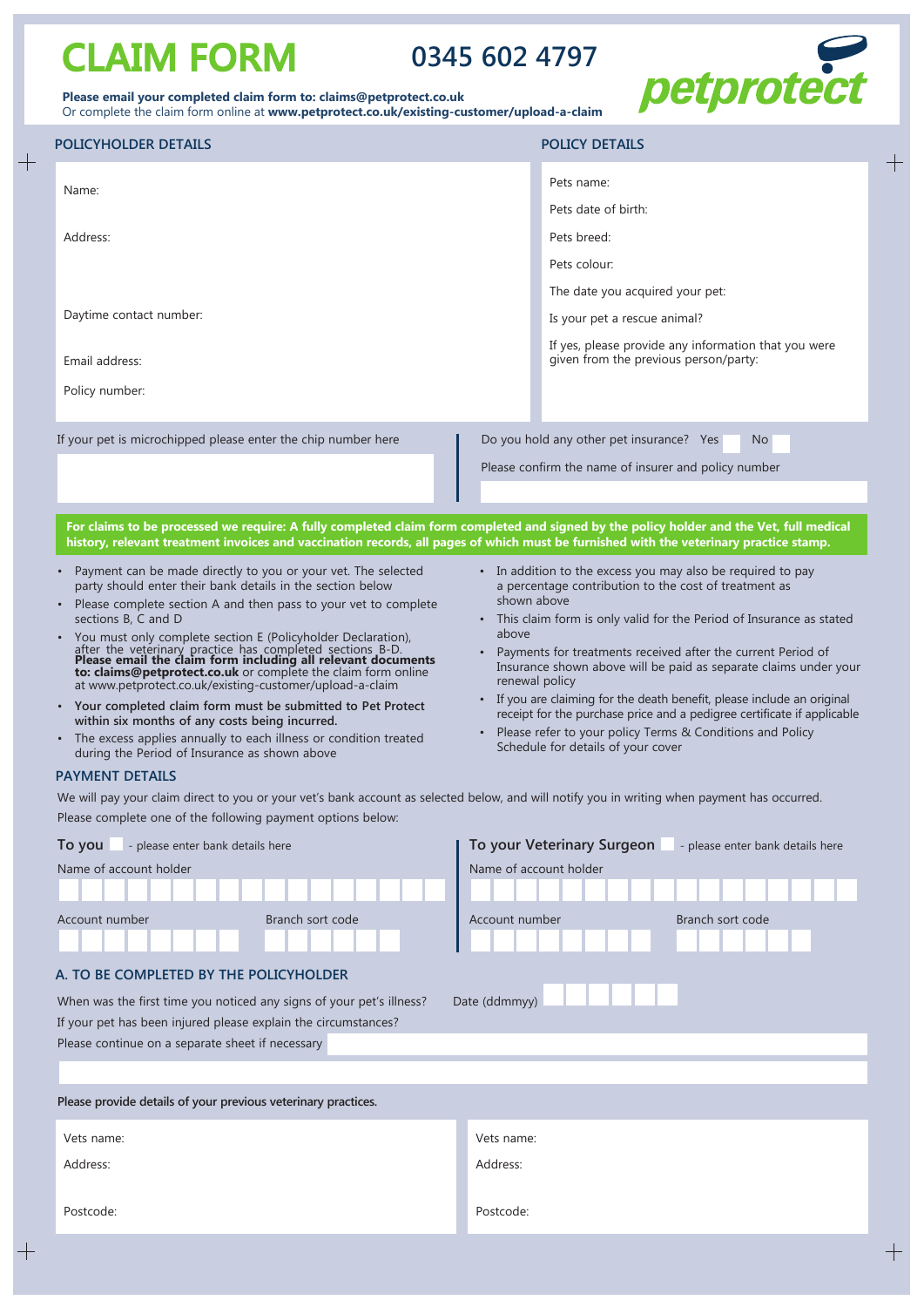# CLAIM FORM

## 0345 602 4797

petprotect

**Please email your completed claim form to: claims@petprotect.co.uk**
Or complete the claim form online at **www.petprotect.co.uk/existing-customer/upload-a-claim**

## POLICYHOLDER DETAILS

Name:

Address:

Daytime contact number:

Email address:

Policy number:

## POLICY DETAILS

Pets name:

Pets date of birth:

Pets breed:

Pets colour:

The date you acquired your pet:

Is your pet a rescue animal?

If yes, please provide any information that you were given from the previous person/party:

If your pet is microchipped please enter the chip number here

Do you hold any other pet insurance? Yes ☐ No ☐

Please confirm the name of insurer and policy number

**For claims to be processed we require: A fully completed claim form completed and signed by the policy holder and the Vet, full medical history, relevant treatment invoices and vaccination records, all pages of which must be furnished with the veterinary practice stamp.**

- Payment can be made directly to you or your vet. The selected party should enter their bank details in the section below
- Please complete section A and then pass to your vet to complete sections B, C and D
- You must only complete section E (Policyholder Declaration), after the veterinary practice has completed sections B-D. **Please email the claim form including all relevant documents to: claims@petprotect.co.uk** or complete the claim form online at www.petprotect.co.uk/existing-customer/upload-a-claim
- **Your completed claim form must be submitted to Pet Protect within six months of any costs being incurred.**
- The excess applies annually to each illness or condition treated during the Period of Insurance as shown above
- In addition to the excess you may also be required to pay a percentage contribution to the cost of treatment as shown above
- This claim form is only valid for the Period of Insurance as stated above
- Payments for treatments received after the current Period of Insurance shown above will be paid as separate claims under your renewal policy
- If you are claiming for the death benefit, please include an original receipt for the purchase price and a pedigree certificate if applicable
- Please refer to your policy Terms & Conditions and Policy Schedule for details of your cover

## PAYMENT DETAILS

We will pay your claim direct to you or your vet's bank account as selected below, and will notify you in writing when payment has occurred.

Please complete one of the following payment options below:

**To you** ☐ - please enter bank details here

Name of account holder

Account number

Branch sort code

**To your Veterinary Surgeon** ☐ - please enter bank details here

Name of account holder

Account number

Branch sort code

## A. TO BE COMPLETED BY THE POLICYHOLDER

When was the first time you noticed any signs of your pet's illness? Date (ddmmyy)

If your pet has been injured please explain the circumstances?

Please continue on a separate sheet if necessary

Please provide details of your previous veterinary practices.

Vets name:

Address:

Postcode:

Vets name:

Address:

Postcode: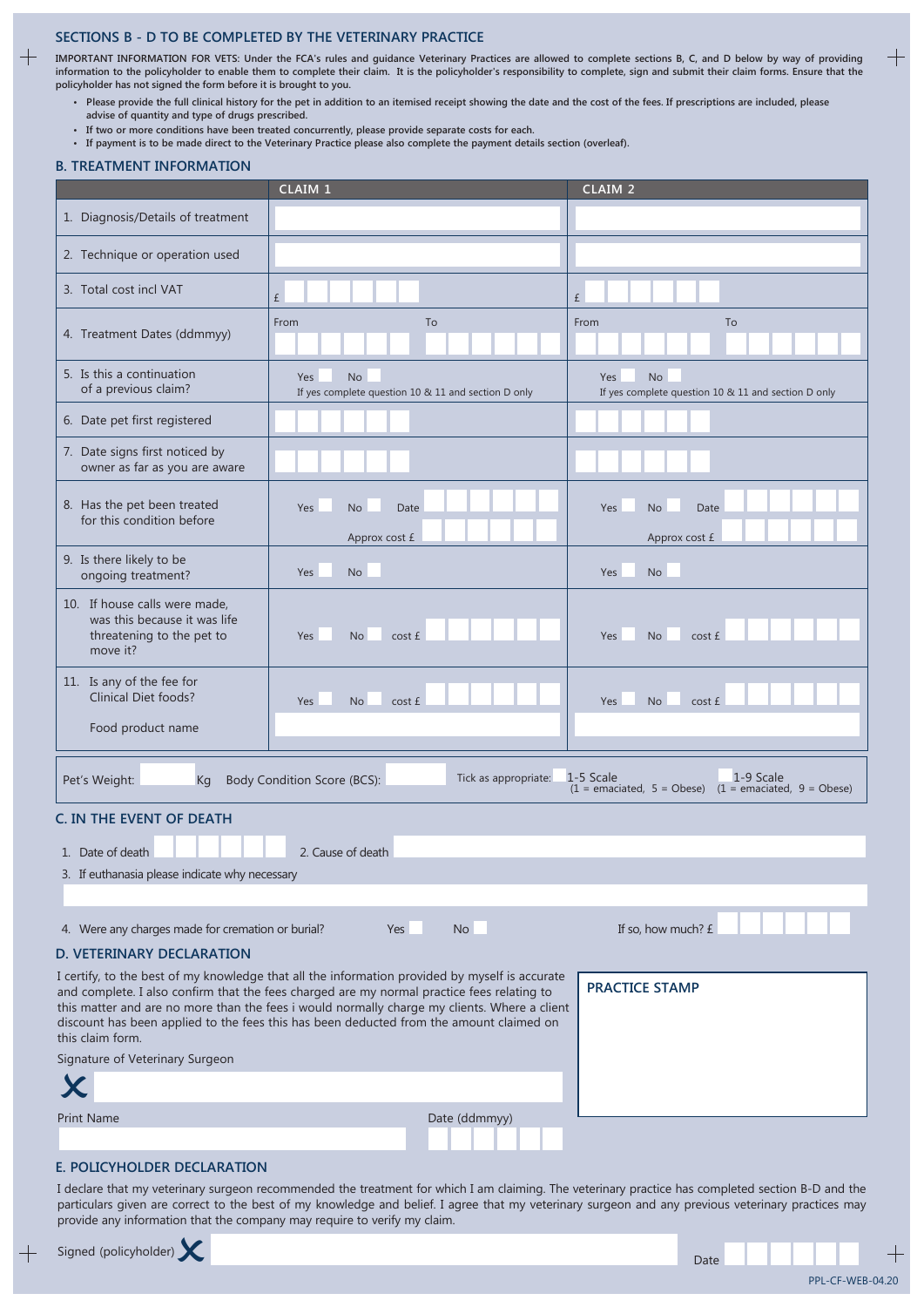## SECTIONS B - D TO BE COMPLETED BY THE VETERINARY PRACTICE

**IMPORTANT INFORMATION FOR VETS: Under the FCA's rules and guidance Veterinary Practices are allowed to complete sections B, C, and D below by way of providing information to the policyholder to enable them to complete their claim. It is the policyholder's responsibility to complete, sign and submit their claim forms. Ensure that the policyholder has not signed the form before it is brought to you.**

- **Please provide the full clinical history for the pet in addition to an itemised receipt showing the date and the cost of the fees. If prescriptions are included, please advise of quantity and type of drugs prescribed.**
- **If two or more conditions have been treated concurrently, please provide separate costs for each.**
- **If payment is to be made direct to the Veterinary Practice please also complete the payment details section (overleaf).**

### B. TREATMENT INFORMATION

| | CLAIM 1 | CLAIM 2 |
|---|---|---|
| 1. Diagnosis/Details of treatment | | |
| 2. Technique or operation used | | |
| 3. Total cost incl VAT | £ | £ |
| 4. Treatment Dates (ddmmyy) | From To | From To |
| 5. Is this a continuation of a previous claim? | Yes No<br>If yes complete question 10 & 11 and section D only | Yes No<br>If yes complete question 10 & 11 and section D only |
| 6. Date pet first registered | | |
| 7. Date signs first noticed by owner as far as you are aware | | |
| 8. Has the pet been treated for this condition before | Yes No Date<br>Approx cost £ | Yes No Date<br>Approx cost £ |
| 9. Is there likely to be ongoing treatment? | Yes No | Yes No |
| 10. If house calls were made, was this because it was life threatening to the pet to move it? | Yes No cost £ | Yes No cost £ |
| 11. Is any of the fee for Clinical Diet foods?<br>Food product name | Yes No cost £ | Yes No cost £ |

Pet's Weight: Kg Body Condition Score (BCS): Tick as appropriate: 1-5 Scale (1 = emaciated, 5 = Obese) 1-9 Scale (1 = emaciated, 9 = Obese)

### C. IN THE EVENT OF DEATH

1. Date of death
2. Cause of death
3. If euthanasia please indicate why necessary
4. Were any charges made for cremation or burial? Yes No If so, how much? £

### D. VETERINARY DECLARATION

I certify, to the best of my knowledge that all the information provided by myself is accurate and complete. I also confirm that the fees charged are my normal practice fees relating to this matter and are no more than the fees i would normally charge my clients. Where a client discount has been applied to the fees this has been deducted from the amount claimed on this claim form.

Signature of Veterinary Surgeon

X

Print Name

Date (ddmmyy)

**PRACTICE STAMP**

### E. POLICYHOLDER DECLARATION

I declare that my veterinary surgeon recommended the treatment for which I am claiming. The veterinary practice has completed section B-D and the particulars given are correct to the best of my knowledge and belief. I agree that my veterinary surgeon and any previous veterinary practices may provide any information that the company may require to verify my claim.

Signed (policyholder) X

Date

PPL-CF-WEB-04.20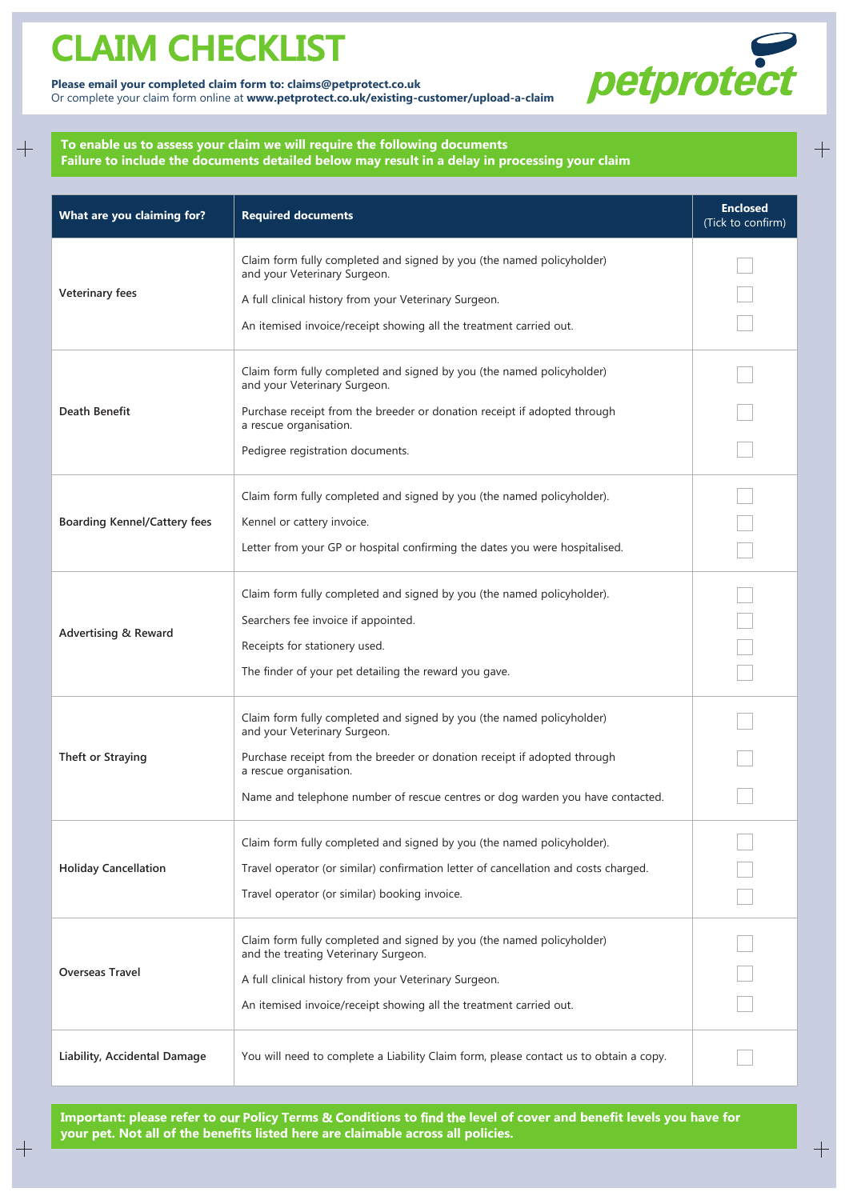# CLAIM CHECKLIST

**Please email your completed claim form to: claims@petprotect.co.uk**
Or complete your claim form online at **www.petprotect.co.uk/existing-customer/upload-a-claim**

petprotect

**To enable us to assess your claim we will require the following documents**
**Failure to include the documents detailed below may result in a delay in processing your claim**

| What are you claiming for? | Required documents | Enclosed (Tick to confirm) |
|---|---|---|
| Veterinary fees | Claim form fully completed and signed by you (the named policyholder) and your Veterinary Surgeon. | ☐ |
| | A full clinical history from your Veterinary Surgeon. | ☐ |
| | An itemised invoice/receipt showing all the treatment carried out. | ☐ |
| Death Benefit | Claim form fully completed and signed by you (the named policyholder) and your Veterinary Surgeon. | ☐ |
| | Purchase receipt from the breeder or donation receipt if adopted through a rescue organisation. | ☐ |
| | Pedigree registration documents. | ☐ |
| Boarding Kennel/Cattery fees | Claim form fully completed and signed by you (the named policyholder). | ☐ |
| | Kennel or cattery invoice. | ☐ |
| | Letter from your GP or hospital confirming the dates you were hospitalised. | ☐ |
| Advertising & Reward | Claim form fully completed and signed by you (the named policyholder). | ☐ |
| | Searchers fee invoice if appointed. | ☐ |
| | Receipts for stationery used. | ☐ |
| | The finder of your pet detailing the reward you gave. | ☐ |
| Theft or Straying | Claim form fully completed and signed by you (the named policyholder) and your Veterinary Surgeon. | ☐ |
| | Purchase receipt from the breeder or donation receipt if adopted through a rescue organisation. | ☐ |
| | Name and telephone number of rescue centres or dog warden you have contacted. | ☐ |
| Holiday Cancellation | Claim form fully completed and signed by you (the named policyholder). | ☐ |
| | Travel operator (or similar) confirmation letter of cancellation and costs charged. | ☐ |
| | Travel operator (or similar) booking invoice. | ☐ |
| Overseas Travel | Claim form fully completed and signed by you (the named policyholder) and the treating Veterinary Surgeon. | ☐ |
| | A full clinical history from your Veterinary Surgeon. | ☐ |
| | An itemised invoice/receipt showing all the treatment carried out. | ☐ |
| Liability, Accidental Damage | You will need to complete a Liability Claim form, please contact us to obtain a copy. | ☐ |

**Important: please refer to our Policy Terms & Conditions to find the level of cover and benefit levels you have for your pet. Not all of the benefits listed here are claimable across all policies.**